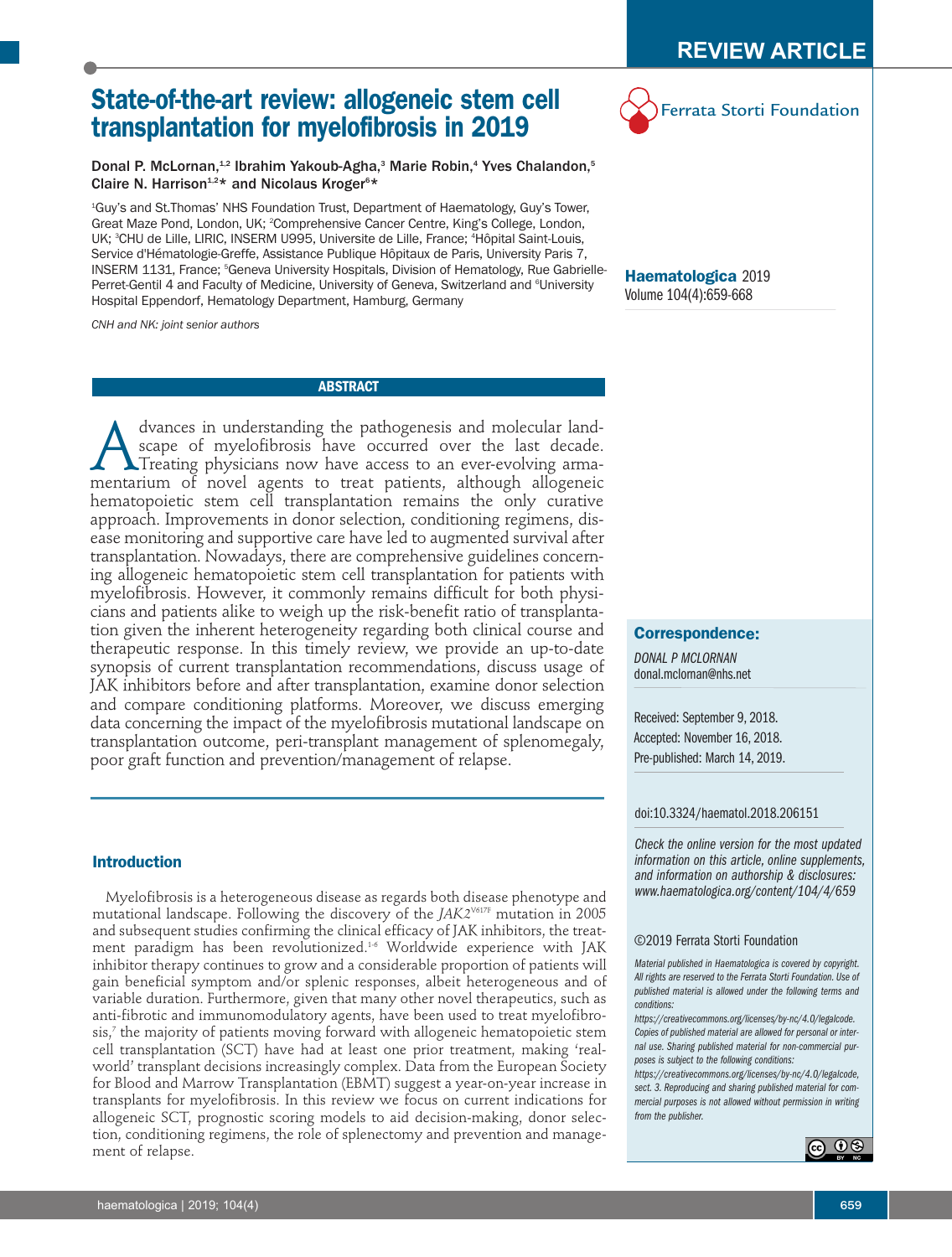REVIEW ARTICLE

Ferrata Storti Foundation

# State-of-the-art review: allogeneic stem cell transplantation for myelofibrosis in 2019

Donal P. McLornan,[1,2] Ibrahim Yakoub-Agha,[3] Marie Robin,[4] Yves Chalandon,[5] Claire N. Harrison[1,2]* and Nicolaus Kroger[6]*

[1]Guy's and St.Thomas' NHS Foundation Trust, Department of Haematology, Guy's Tower, Great Maze Pond, London, UK; [2]Comprehensive Cancer Centre, King's College, London, UK; [3]CHU de Lille, LIRIC, INSERM U995, Universite de Lille, France; [4]Hôpital Saint-Louis, Service d'Hématologie-Greffe, Assistance Publique Hôpitaux de Paris, University Paris 7, INSERM 1131, France; [5]Geneva University Hospitals, Division of Hematology, Rue Gabrielle-Perret-Gentil 4 and Faculty of Medicine, University of Geneva, Switzerland and [6]University Hospital Eppendorf, Hematology Department, Hamburg, Germany

*CNH and NK: joint senior authors*

**Haematologica** 2019
Volume 104(4):659-668

## ABSTRACT

Advances in understanding the pathogenesis and molecular landscape of myelofibrosis have occurred over the last decade. Treating physicians now have access to an ever-evolving armamentarium of novel agents to treat patients, although allogeneic hematopoietic stem cell transplantation remains the only curative approach. Improvements in donor selection, conditioning regimens, disease monitoring and supportive care have led to augmented survival after transplantation. Nowadays, there are comprehensive guidelines concerning allogeneic hematopoietic stem cell transplantation for patients with myelofibrosis. However, it commonly remains difficult for both physicians and patients alike to weigh up the risk-benefit ratio of transplantation given the inherent heterogeneity regarding both clinical course and therapeutic response. In this timely review, we provide an up-to-date synopsis of current transplantation recommendations, discuss usage of JAK inhibitors before and after transplantation, examine donor selection and compare conditioning platforms. Moreover, we discuss emerging data concerning the impact of the myelofibrosis mutational landscape on transplantation outcome, peri-transplant management of splenomegaly, poor graft function and prevention/management of relapse.

## Introduction

Myelofibrosis is a heterogeneous disease as regards both disease phenotype and mutational landscape. Following the discovery of the *JAK2*[V617F] mutation in 2005 and subsequent studies confirming the clinical efficacy of JAK inhibitors, the treatment paradigm has been revolutionized.[1-6] Worldwide experience with JAK inhibitor therapy continues to grow and a considerable proportion of patients will gain beneficial symptom and/or splenic responses, albeit heterogeneous and of variable duration. Furthermore, given that many other novel therapeutics, such as anti-fibrotic and immunomodulatory agents, have been used to treat myelofibrosis,[7] the majority of patients moving forward with allogeneic hematopoietic stem cell transplantation (SCT) have had at least one prior treatment, making 'real-world' transplant decisions increasingly complex. Data from the European Society for Blood and Marrow Transplantation (EBMT) suggest a year-on-year increase in transplants for myelofibrosis. In this review we focus on current indications for allogeneic SCT, prognostic scoring models to aid decision-making, donor selection, conditioning regimens, the role of splenectomy and prevention and management of relapse.

**Correspondence:**

*DONAL P MCLORNAN*
donal.mclornan@nhs.net

Received: September 9, 2018.
Accepted: November 16, 2018.
Pre-published: March 14, 2019.

doi:10.3324/haematol.2018.206151

*Check the online version for the most updated information on this article, online supplements, and information on authorship & disclosures: www.haematologica.org/content/104/4/659*

©2019 Ferrata Storti Foundation

*Material published in Haematologica is covered by copyright. All rights are reserved to the Ferrata Storti Foundation. Use of published material is allowed under the following terms and conditions: https://creativecommons.org/licenses/by-nc/4.0/legalcode. Copies of published material are allowed for personal or internal use. Sharing published material for non-commercial purposes is subject to the following conditions: https://creativecommons.org/licenses/by-nc/4.0/legalcode, sect. 3. Reproducing and sharing published material for commercial purposes is not allowed without permission in writing from the publisher.*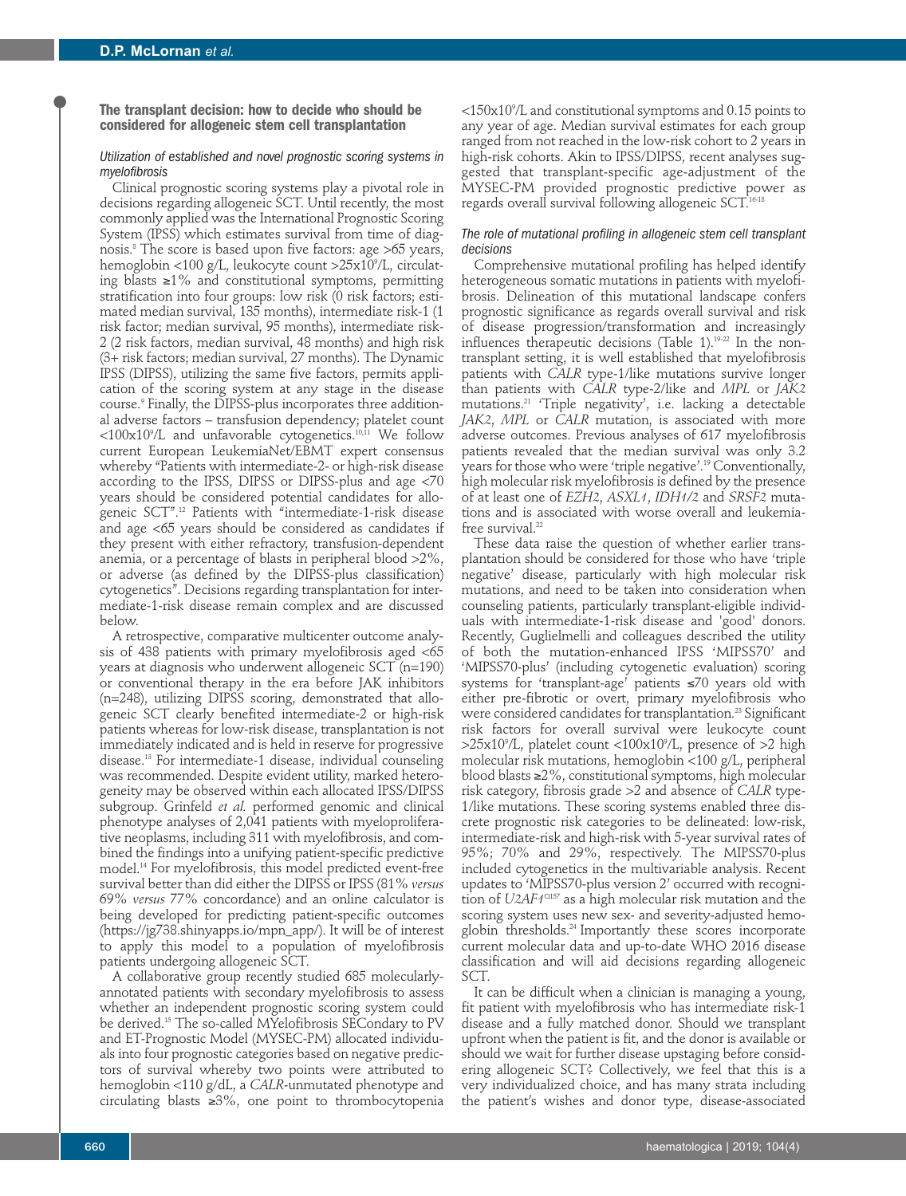## The transplant decision: how to decide who should be considered for allogeneic stem cell transplantation

### *Utilization of established and novel prognostic scoring systems in myelofibrosis*

Clinical prognostic scoring systems play a pivotal role in decisions regarding allogeneic SCT. Until recently, the most commonly applied was the International Prognostic Scoring System (IPSS) which estimates survival from time of diagnosis.[8] The score is based upon five factors: age >65 years, hemoglobin <100 g/L, leukocyte count >25x10$^9$/L, circulating blasts ≥1% and constitutional symptoms, permitting stratification into four groups: low risk (0 risk factors; estimated median survival, 135 months), intermediate risk-1 (1 risk factor; median survival, 95 months), intermediate risk-2 (2 risk factors, median survival, 48 months) and high risk (3+ risk factors; median survival, 27 months). The Dynamic IPSS (DIPSS), utilizing the same five factors, permits application of the scoring system at any stage in the disease course.[9] Finally, the DIPSS-plus incorporates three additional adverse factors – transfusion dependency; platelet count <100x10$^9$/L and unfavorable cytogenetics.[10,11] We follow current European LeukemiaNet/EBMT expert consensus whereby "Patients with intermediate-2- or high-risk disease according to the IPSS, DIPSS or DIPSS-plus and age <70 years should be considered potential candidates for allogeneic SCT".[12] Patients with "intermediate-1-risk disease and age <65 years should be considered as candidates if they present with either refractory, transfusion-dependent anemia, or a percentage of blasts in peripheral blood >2%, or adverse (as defined by the DIPSS-plus classification) cytogenetics". Decisions regarding transplantation for intermediate-1-risk disease remain complex and are discussed below.

A retrospective, comparative multicenter outcome analysis of 438 patients with primary myelofibrosis aged <65 years at diagnosis who underwent allogeneic SCT (n=190) or conventional therapy in the era before JAK inhibitors (n=248), utilizing DIPSS scoring, demonstrated that allogeneic SCT clearly benefited intermediate-2 or high-risk patients whereas for low-risk disease, transplantation is not immediately indicated and is held in reserve for progressive disease.[13] For intermediate-1 disease, individual counseling was recommended. Despite evident utility, marked heterogeneity may be observed within each allocated IPSS/DIPSS subgroup. Grinfeld *et al.* performed genomic and clinical phenotype analyses of 2,041 patients with myeloproliferative neoplasms, including 311 with myelofibrosis, and combined the findings into a unifying patient-specific predictive model.[14] For myelofibrosis, this model predicted event-free survival better than did either the DIPSS or IPSS (81% *versus* 69% *versus* 77% concordance) and an online calculator is being developed for predicting patient-specific outcomes (https://jg738.shinyapps.io/mpn_app/). It will be of interest to apply this model to a population of myelofibrosis patients undergoing allogeneic SCT.

A collaborative group recently studied 685 molecularly-annotated patients with secondary myelofibrosis to assess whether an independent prognostic scoring system could be derived.[15] The so-called MYelofibrosis SECondary to PV and ET-Prognostic Model (MYSEC-PM) allocated individuals into four prognostic categories based on negative predictors of survival whereby two points were attributed to hemoglobin <110 g/dL, a *CALR*-unmutated phenotype and circulating blasts ≥3%, one point to thrombocytopenia <150x10$^9$/L and constitutional symptoms and 0.15 points to any year of age. Median survival estimates for each group ranged from not reached in the low-risk cohort to 2 years in high-risk cohorts. Akin to IPSS/DIPSS, recent analyses suggested that transplant-specific age-adjustment of the MYSEC-PM provided prognostic predictive power as regards overall survival following allogeneic SCT.[16-18]

### *The role of mutational profiling in allogeneic stem cell transplant decisions*

Comprehensive mutational profiling has helped identify heterogeneous somatic mutations in patients with myelofibrosis. Delineation of this mutational landscape confers prognostic significance as regards overall survival and risk of disease progression/transformation and increasingly influences therapeutic decisions (Table 1).[19-22] In the non-transplant setting, it is well established that myelofibrosis patients with *CALR* type-1/like mutations survive longer than patients with *CALR* type-2/like and *MPL* or *JAK2* mutations.[21] 'Triple negativity', i.e. lacking a detectable *JAK2*, *MPL* or *CALR* mutation, is associated with more adverse outcomes. Previous analyses of 617 myelofibrosis patients revealed that the median survival was only 3.2 years for those who were 'triple negative'.[19] Conventionally, high molecular risk myelofibrosis is defined by the presence of at least one of *EZH2*, *ASXL1*, *IDH1/2* and *SRSF2* mutations and is associated with worse overall and leukemia-free survival.[22]

These data raise the question of whether earlier transplantation should be considered for those who have 'triple negative' disease, particularly with high molecular risk mutations, and need to be taken into consideration when counseling patients, particularly transplant-eligible individuals with intermediate-1-risk disease and 'good' donors. Recently, Guglielmelli and colleagues described the utility of both the mutation-enhanced IPSS 'MIPSS70' and 'MIPSS70-plus' (including cytogenetic evaluation) scoring systems for 'transplant-age' patients ≤70 years old with either pre-fibrotic or overt, primary myelofibrosis who were considered candidates for transplantation.[23] Significant risk factors for overall survival were leukocyte count >25x10$^9$/L, platelet count <100x10$^9$/L, presence of >2 high molecular risk mutations, hemoglobin <100 g/L, peripheral blood blasts ≥2%, constitutional symptoms, high molecular risk category, fibrosis grade >2 and absence of *CALR* type-1/like mutations. These scoring systems enabled three discrete prognostic risk categories to be delineated: low-risk, intermediate-risk and high-risk with 5-year survival rates of 95%; 70% and 29%, respectively. The MIPSS70-plus included cytogenetics in the multivariable analysis. Recent updates to 'MIPSS70-plus version 2' occurred with recognition of *U2AF1*$^{Q157}$ as a high molecular risk mutation and the scoring system uses new sex- and severity-adjusted hemoglobin thresholds.[24] Importantly these scores incorporate current molecular data and up-to-date WHO 2016 disease classification and will aid decisions regarding allogeneic SCT.

It can be difficult when a clinician is managing a young, fit patient with myelofibrosis who has intermediate risk-1 disease and a fully matched donor. Should we transplant upfront when the patient is fit, and the donor is available or should we wait for further disease upstaging before considering allogeneic SCT? Collectively, we feel that this is a very individualized choice, and has many strata including the patient's wishes and donor type, disease-associated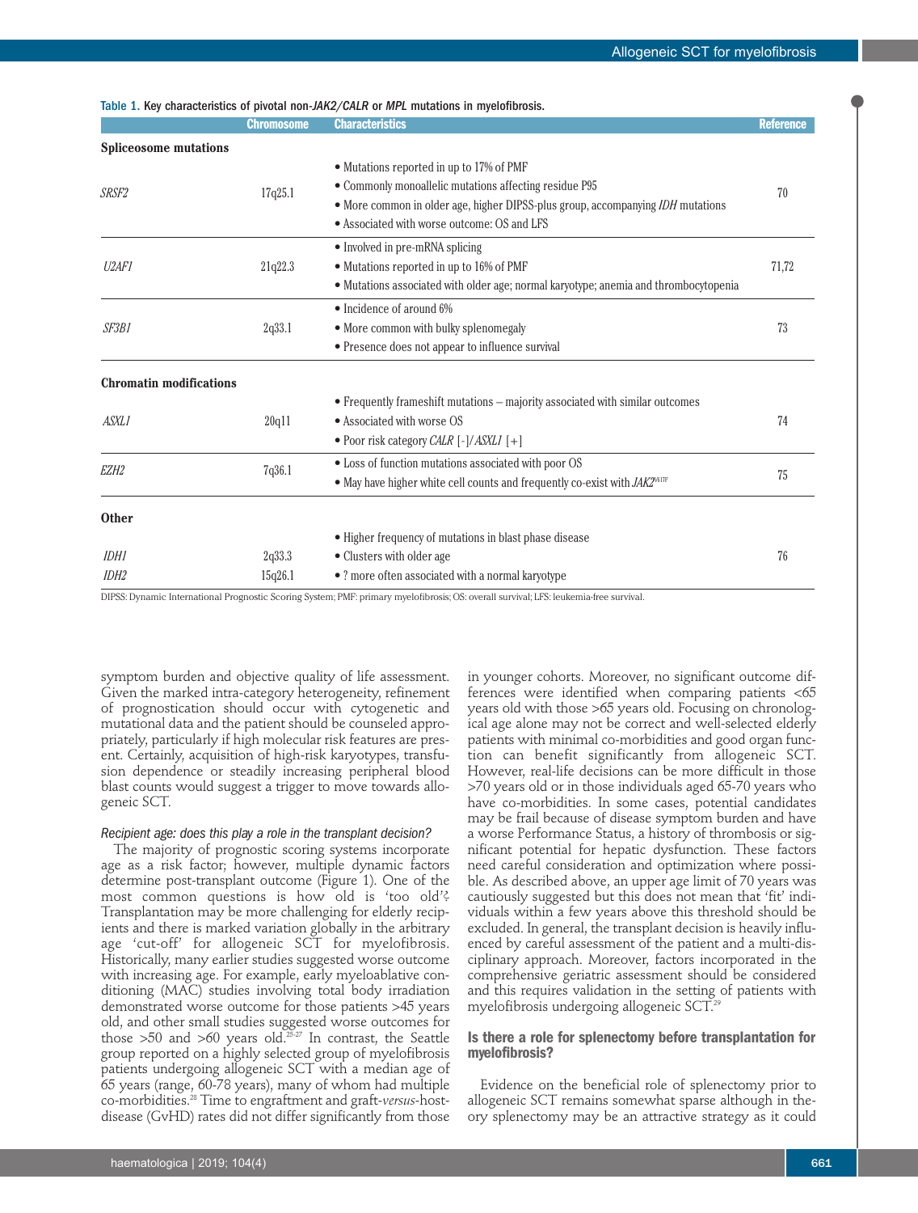Table 1. Key characteristics of pivotal non-*JAK2/CALR* or *MPL* mutations in myelofibrosis.

| | Chromosome | Characteristics | Reference |
|---|---|---|---|
| **Spliceosome mutations** | | | |
| *SRSF2* | 17q25.1 | • Mutations reported in up to 17% of PMF<br>• Commonly monoallelic mutations affecting residue P95<br>• More common in older age, higher DIPSS-plus group, accompanying *IDH* mutations<br>• Associated with worse outcome: OS and LFS | 70 |
| *U2AF1* | 21q22.3 | • Involved in pre-mRNA splicing<br>• Mutations reported in up to 16% of PMF<br>• Mutations associated with older age; normal karyotype; anemia and thrombocytopenia | 71,72 |
| *SF3B1* | 2q33.1 | • Incidence of around 6%<br>• More common with bulky splenomegaly<br>• Presence does not appear to influence survival | 73 |
| **Chromatin modifications** | | | |
| *ASXL1* | 20q11 | • Frequently frameshift mutations – majority associated with similar outcomes<br>• Associated with worse OS<br>• Poor risk category *CALR* [-]/*ASXL1* [+] | 74 |
| *EZH2* | 7q36.1 | • Loss of function mutations associated with poor OS<br>• May have higher white cell counts and frequently co-exist with *JAK2*$^{V617F}$ | 75 |
| **Other** | | | |
| *IDH1*<br>*IDH2* | 2q33.3<br>15q26.1 | • Higher frequency of mutations in blast phase disease<br>• Clusters with older age<br>• ? more often associated with a normal karyotype | 76 |

DIPSS: Dynamic International Prognostic Scoring System; PMF: primary myelofibrosis; OS: overall survival; LFS: leukemia-free survival.

symptom burden and objective quality of life assessment. Given the marked intra-category heterogeneity, refinement of prognostication should occur with cytogenetic and mutational data and the patient should be counseled appropriately, particularly if high molecular risk features are present. Certainly, acquisition of high-risk karyotypes, transfusion dependence or steadily increasing peripheral blood blast counts would suggest a trigger to move towards allogeneic SCT.

### *Recipient age: does this play a role in the transplant decision?*

The majority of prognostic scoring systems incorporate age as a risk factor; however, multiple dynamic factors determine post-transplant outcome (Figure 1). One of the most common questions is how old is 'too old'? Transplantation may be more challenging for elderly recipients and there is marked variation globally in the arbitrary age 'cut-off' for allogeneic SCT for myelofibrosis. Historically, many earlier studies suggested worse outcome with increasing age. For example, early myeloablative conditioning (MAC) studies involving total body irradiation demonstrated worse outcome for those patients >45 years old, and other small studies suggested worse outcomes for those >50 and >60 years old.[25-27] In contrast, the Seattle group reported on a highly selected group of myelofibrosis patients undergoing allogeneic SCT with a median age of 65 years (range, 60-78 years), many of whom had multiple co-morbidities.[28] Time to engraftment and graft-*versus*-host-disease (GvHD) rates did not differ significantly from those in younger cohorts. Moreover, no significant outcome differences were identified when comparing patients <65 years old with those >65 years old. Focusing on chronological age alone may not be correct and well-selected elderly patients with minimal co-morbidities and good organ function can benefit significantly from allogeneic SCT. However, real-life decisions can be more difficult in those >70 years old or in those individuals aged 65-70 years who have co-morbidities. In some cases, potential candidates may be frail because of disease symptom burden and have a worse Performance Status, a history of thrombosis or significant potential for hepatic dysfunction. These factors need careful consideration and optimization where possible. As described above, an upper age limit of 70 years was cautiously suggested but this does not mean that 'fit' individuals within a few years above this threshold should be excluded. In general, the transplant decision is heavily influenced by careful assessment of the patient and a multi-disciplinary approach. Moreover, factors incorporated in the comprehensive geriatric assessment should be considered and this requires validation in the setting of patients with myelofibrosis undergoing allogeneic SCT.[29]

## Is there a role for splenectomy before transplantation for myelofibrosis?

Evidence on the beneficial role of splenectomy prior to allogeneic SCT remains somewhat sparse although in theory splenectomy may be an attractive strategy as it could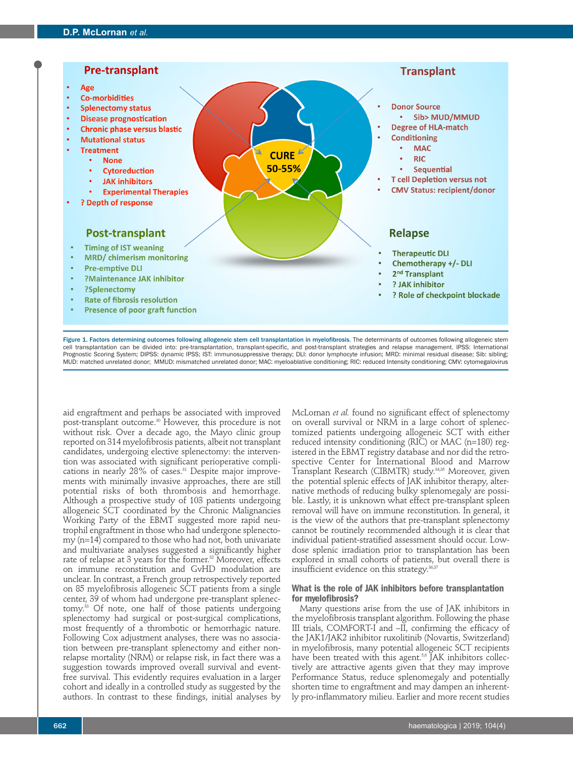**Pre-transplant**

- Age
- Co-morbidities
- Splenectomy status
- Disease prognostication
- Chronic phase versus blastic
- Mutational status
- Treatment
  - None
  - Cytoreduction
  - JAK inhibitors
  - Experimental Therapies
- ? Depth of response

**Transplant**

- Donor Source
  - Sib> MUD/MMUD
- Degree of HLA-match
- Conditioning
  - MAC
  - RIC
  - Sequential
- T cell Depletion versus not
- CMV Status: recipient/donor

**CURE 50-55%**

**Post-transplant**

- Timing of IST weaning
- MRD/ chimerism monitoring
- Pre-emptive DLI
- ?Maintenance JAK inhibitor
- ?Splenectomy
- Rate of fibrosis resolution
- Presence of poor graft function

**Relapse**

- Therapeutic DLI
- Chemotherapy +/- DLI
- 2nd Transplant
- ? JAK inhibitor
- ? Role of checkpoint blockade

**Figure 1. Factors determining outcomes following allogeneic stem cell transplantation in myelofibrosis.** The determinants of outcomes following allogeneic stem cell transplantation can be divided into: pre-transplantation, transplant-specific, and post-transplant strategies and relapse management. IPSS: International Prognostic Scoring System; DIPSS: dynamic IPSS; IST: immunosuppressive therapy; DLI: donor lymphocyte infusion; MRD: minimal residual disease; Sib: sibling; MUD: matched unrelated donor; MMUD: mismatched unrelated donor; MAC: myeloablative conditioning; RIC: reduced Intensity conditioning; CMV: cytomegalovirus

aid engraftment and perhaps be associated with improved post-transplant outcome.[30] However, this procedure is not without risk. Over a decade ago, the Mayo clinic group reported on 314 myelofibrosis patients, albeit not transplant candidates, undergoing elective splenectomy: the intervention was associated with significant perioperative complications in nearly 28% of cases.[31] Despite major improvements with minimally invasive approaches, there are still potential risks of both thrombosis and hemorrhage. Although a prospective study of 103 patients undergoing allogeneic SCT coordinated by the Chronic Malignancies Working Party of the EBMT suggested more rapid neutrophil engraftment in those who had undergone splenectomy (n=14) compared to those who had not, both univariate and multivariate analyses suggested a significantly higher rate of relapse at 3 years for the former.[32] Moreover, effects on immune reconstitution and GvHD modulation are unclear. In contrast, a French group retrospectively reported on 85 myelofibrosis allogeneic SCT patients from a single center, 39 of whom had undergone pre-transplant splenectomy.[33] Of note, one half of those patients undergoing splenectomy had surgical or post-surgical complications, most frequently of a thrombotic or hemorrhagic nature. Following Cox adjustment analyses, there was no association between pre-transplant splenectomy and either non-relapse mortality (NRM) or relapse risk, in fact there was a suggestion towards improved overall survival and event-free survival. This evidently requires evaluation in a larger cohort and ideally in a controlled study as suggested by the authors. In contrast to these findings, initial analyses by McLornan *et al.* found no significant effect of splenectomy on overall survival or NRM in a large cohort of splenectomized patients undergoing allogeneic SCT with either reduced intensity conditioning (RIC) or MAC (n=180) registered in the EBMT registry database and nor did the retrospective Center for International Blood and Marrow Transplant Research (CIBMTR) study.[34,35] Moreover, given the potential splenic effects of JAK inhibitor therapy, alternative methods of reducing bulky splenomegaly are possible. Lastly, it is unknown what effect pre-transplant spleen removal will have on immune reconstitution. In general, it is the view of the authors that pre-transplant splenectomy cannot be routinely recommended although it is clear that individual patient-stratified assessment should occur. Low-dose splenic irradiation prior to transplantation has been explored in small cohorts of patients, but overall there is insufficient evidence on this strategy.[36,37]

### What is the role of JAK inhibitors before transplantation for myelofibrosis?

Many questions arise from the use of JAK inhibitors in the myelofibrosis transplant algorithm. Following the phase III trials, COMFORT-I and –II, confirming the efficacy of the JAK1/JAK2 inhibitor ruxolitinib (Novartis, Switzerland) in myelofibrosis, many potential allogeneic SCT recipients have been treated with this agent.[5,6] JAK inhibitors collectively are attractive agents given that they may improve Performance Status, reduce splenomegaly and potentially shorten time to engraftment and may dampen an inherently pro-inflammatory milieu. Earlier and more recent studies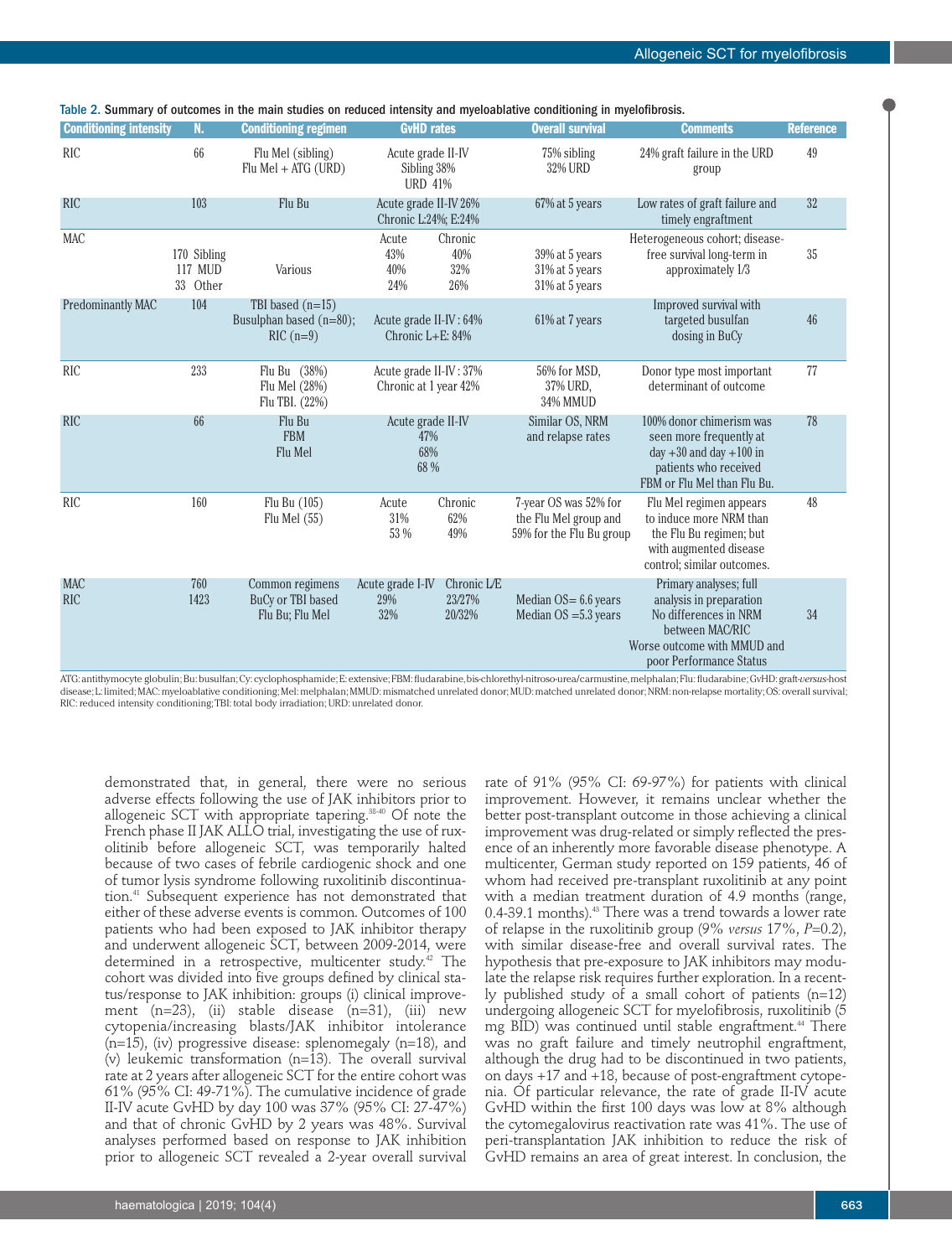Table 2. Summary of outcomes in the main studies on reduced intensity and myeloablative conditioning in myelofibrosis.

| Conditioning intensity | N. | Conditioning regimen | GvHD rates | Overall survival | Comments | Reference |
|---|---|---|---|---|---|---|
| RIC | 66 | Flu Mel (sibling) Flu Mel + ATG (URD) | Acute grade II-IV Sibling 38% URD 41% | 75% sibling 32% URD | 24% graft failure in the URD group | 49 |
| RIC | 103 | Flu Bu | Acute grade II-IV 26% Chronic L:24%; E:24% | 67% at 5 years | Low rates of graft failure and timely engraftment | 32 |
| MAC | 170 Sibling 117 MUD 33 Other | Various | Acute 43% 40% 24%; Chronic 40% 32% 26% | 39% at 5 years 31% at 5 years 31% at 5 years | Heterogeneous cohort; disease-free survival long-term in approximately 1/3 | 35 |
| Predominantly MAC | 104 | TBI based (n=15) Busulphan based (n=80); RIC (n=9) | Acute grade II-IV : 64% Chronic L+E: 84% | 61% at 7 years | Improved survival with targeted busulfan dosing in BuCy | 46 |
| RIC | 233 | Flu Bu (38%) Flu Mel (28%) Flu TBI. (22%) | Acute grade II-IV : 37% Chronic at 1 year 42% | 56% for MSD, 37% URD, 34% MMUD | Donor type most important determinant of outcome | 77 |
| RIC | 66 | Flu Bu FBM Flu Mel | Acute grade II-IV 47% 68% 68 % | Similar OS, NRM and relapse rates | 100% donor chimerism was seen more frequently at day +30 and day +100 in patients who received FBM or Flu Mel than Flu Bu. | 78 |
| RIC | 160 | Flu Bu (105) Flu Mel (55) | Acute 31% 53 %; Chronic 62% 49% | 7-year OS was 52% for the Flu Mel group and 59% for the Flu Bu group | Flu Mel regimen appears to induce more NRM than the Flu Bu regimen; but with augmented disease control; similar outcomes. | 48 |
| MAC RIC | 760 1423 | Common regimens BuCy or TBI based Flu Bu; Flu Mel | Acute grade I-IV 29% 32%; Chronic L/E 23/27% 20/32% | Median OS= 6.6 years Median OS =5.3 years | Primary analyses; full analysis in preparation No differences in NRM between MAC/RIC Worse outcome with MMUD and poor Performance Status | 34 |

ATG: antithymocyte globulin; Bu: busulfan; Cy: cyclophosphamide; E: extensive; FBM: fludarabine, bis-chlorethyl-nitroso-urea/carmustine, melphalan; Flu: fludarabine; GvHD: graft-*versus*-host disease; L: limited; MAC: myeloablative conditioning; Mel: melphalan; MMUD: mismatched unrelated donor; MUD: matched unrelated donor; NRM: non-relapse mortality; OS: overall survival; RIC: reduced intensity conditioning; TBI: total body irradiation; URD: unrelated donor.

demonstrated that, in general, there were no serious adverse effects following the use of JAK inhibitors prior to allogeneic SCT with appropriate tapering.[38-40] Of note the French phase II JAK ALLO trial, investigating the use of ruxolitinib before allogeneic SCT, was temporarily halted because of two cases of febrile cardiogenic shock and one of tumor lysis syndrome following ruxolitinib discontinuation.[41] Subsequent experience has not demonstrated that either of these adverse events is common. Outcomes of 100 patients who had been exposed to JAK inhibitor therapy and underwent allogeneic SCT, between 2009-2014, were determined in a retrospective, multicenter study.[42] The cohort was divided into five groups defined by clinical status/response to JAK inhibition: groups (i) clinical improvement (n=23), (ii) stable disease (n=31), (iii) new cytopenia/increasing blasts/JAK inhibitor intolerance (n=15), (iv) progressive disease: splenomegaly (n=18), and (v) leukemic transformation (n=13). The overall survival rate at 2 years after allogeneic SCT for the entire cohort was 61% (95% CI: 49-71%). The cumulative incidence of grade II-IV acute GvHD by day 100 was 37% (95% CI: 27-47%) and that of chronic GvHD by 2 years was 48%. Survival analyses performed based on response to JAK inhibition prior to allogeneic SCT revealed a 2-year overall survival rate of 91% (95% CI: 69-97%) for patients with clinical improvement. However, it remains unclear whether the better post-transplant outcome in those achieving a clinical improvement was drug-related or simply reflected the presence of an inherently more favorable disease phenotype. A multicenter, German study reported on 159 patients, 46 of whom had received pre-transplant ruxolitinib at any point with a median treatment duration of 4.9 months (range, 0.4-39.1 months).[43] There was a trend towards a lower rate of relapse in the ruxolitinib group (9% *versus* 17%, *P*=0.2), with similar disease-free and overall survival rates. The hypothesis that pre-exposure to JAK inhibitors may modulate the relapse risk requires further exploration. In a recently published study of a small cohort of patients (n=12) undergoing allogeneic SCT for myelofibrosis, ruxolitinib (5 mg BID) was continued until stable engraftment.[44] There was no graft failure and timely neutrophil engraftment, although the drug had to be discontinued in two patients, on days +17 and +18, because of post-engraftment cytopenia. Of particular relevance, the rate of grade II-IV acute GvHD within the first 100 days was low at 8% although the cytomegalovirus reactivation rate was 41%. The use of peri-transplantation JAK inhibition to reduce the risk of GvHD remains an area of great interest. In conclusion, the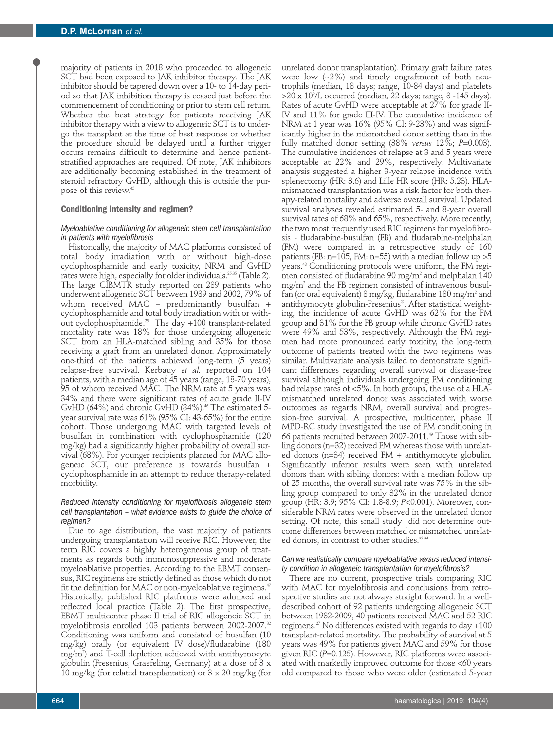majority of patients in 2018 who proceeded to allogeneic SCT had been exposed to JAK inhibitor therapy. The JAK inhibitor should be tapered down over a 10- to 14-day period so that JAK inhibition therapy is ceased just before the commencement of conditioning or prior to stem cell return. Whether the best strategy for patients receiving JAK inhibitor therapy with a view to allogeneic SCT is to undergo the transplant at the time of best response or whether the procedure should be delayed until a further trigger occurs remains difficult to determine and hence patient-stratified approaches are required. Of note, JAK inhibitors are additionally becoming established in the treatment of steroid refractory GvHD, although this is outside the purpose of this review.[45]

### Conditioning intensity and regimen?

#### *Myeloablative conditioning for allogeneic stem cell transplantation in patients with myelofibrosis*

Historically, the majority of MAC platforms consisted of total body irradiation with or without high-dose cyclophosphamide and early toxicity, NRM and GvHD rates were high, especially for older individuals.[25,35] (Table 2). The large CIBMTR study reported on 289 patients who underwent allogeneic SCT between 1989 and 2002, 79% of whom received MAC – predominantly busulfan + cyclophosphamide and total body irradiation with or without cyclophosphamide.[25] The day +100 transplant-related mortality rate was 18% for those undergoing allogeneic SCT from an HLA-matched sibling and 35% for those receiving a graft from an unrelated donor. Approximately one-third of the patients achieved long-term (5 years) relapse-free survival. Kerbauy *et al.* reported on 104 patients, with a median age of 45 years (range, 18-70 years), 95 of whom received MAC. The NRM rate at 5 years was 34% and there were significant rates of acute grade II-IV GvHD (64%) and chronic GvHD (84%).[46] The estimated 5-year survival rate was 61% (95% CI: 43-65%) for the entire cohort. Those undergoing MAC with targeted levels of busulfan in combination with cyclophosphamide (120 mg/kg) had a significantly higher probability of overall survival (68%). For younger recipients planned for MAC allogeneic SCT, our preference is towards busulfan + cyclophosphamide in an attempt to reduce therapy-related morbidity.

#### *Reduced intensity conditioning for myelofibrosis allogeneic stem cell transplantation – what evidence exists to guide the choice of regimen?*

Due to age distribution, the vast majority of patients undergoing transplantation will receive RIC. However, the term RIC covers a highly heterogeneous group of treatments as regards both immunosuppressive and moderate myeloablative properties. According to the EBMT consensus, RIC regimens are strictly defined as those which do not fit the definition for MAC or non-myeloablative regimens.[47] Historically, published RIC platforms were admixed and reflected local practice (Table 2). The first prospective, EBMT multicenter phase II trial of RIC allogeneic SCT in myelofibrosis enrolled 103 patients between 2002-2007.[32] Conditioning was uniform and consisted of busulfan (10 mg/kg) orally (or equivalent IV dose)/fludarabine (180 mg/m$^2$) and T-cell depletion achieved with antithymocyte globulin (Fresenius, Graefeling, Germany) at a dose of 3 x 10 mg/kg (for related transplantation) or 3 x 20 mg/kg (for unrelated donor transplantation). Primary graft failure rates were low (~2%) and timely engraftment of both neutrophils (median, 18 days; range, 10-84 days) and platelets >20 x 10$^9$/L occurred (median, 22 days; range, 8 -145 days). Rates of acute GvHD were acceptable at 27% for grade II-IV and 11% for grade III-IV. The cumulative incidence of NRM at 1 year was 16% (95% CI: 9-23%) and was significantly higher in the mismatched donor setting than in the fully matched donor setting (38% *versus* 12%; *P*=0.003). The cumulative incidences of relapse at 3 and 5 years were acceptable at 22% and 29%, respectively. Multivariate analysis suggested a higher 3-year relapse incidence with splenectomy (HR: 3.6) and Lille HR score (HR: 5.23). HLA-mismatched transplantation was a risk factor for both therapy-related mortality and adverse overall survival. Updated survival analyses revealed estimated 5- and 8-year overall survival rates of 68% and 65%, respectively. More recently, the two most frequently used RIC regimens for myelofibrosis - fludarabine-busulfan (FB) and fludarabine-melphalan (FM) were compared in a retrospective study of 160 patients (FB: n=105, FM: n=55) with a median follow up >5 years.[48] Conditioning protocols were uniform, the FM regimen consisted of fludarabine 90 mg/m$^2$ and melphalan 140 mg/m$^2$ and the FB regimen consisted of intravenous busulfan (or oral equivalent) 8 mg/kg, fludarabine 180 mg/m$^2$ and antithymocyte globulin-Fresenius®. After statistical weighting, the incidence of acute GvHD was 62% for the FM group and 31% for the FB group while chronic GvHD rates were 49% and 53%, respectively. Although the FM regimen had more pronounced early toxicity, the long-term outcome of patients treated with the two regimens was similar. Multivariate analysis failed to demonstrate significant differences regarding overall survival or disease-free survival although individuals undergoing FM conditioning had relapse rates of <5%. In both groups, the use of a HLA-mismatched unrelated donor was associated with worse outcomes as regards NRM, overall survival and progression-free survival. A prospective, multicenter, phase II MPD-RC study investigated the use of FM conditioning in 66 patients recruited between 2007-2011.[49] Those with sibling donors (n=32) received FM whereas those with unrelated donors (n=34) received FM + antithymocyte globulin. Significantly inferior results were seen with unrelated donors than with sibling donors: with a median follow up of 25 months, the overall survival rate was 75% in the sibling group compared to only 32% in the unrelated donor group (HR: 3.9; 95% CI: 1.8-8.9; *P*<0.001). Moreover, considerable NRM rates were observed in the unrelated donor setting. Of note, this small study did not determine outcome differences between matched or mismatched unrelated donors, in contrast to other studies.[32,34]

#### *Can we realistically compare myeloablative versus reduced intensity condition in allogeneic transplantation for myelofibrosis?*

There are no current, prospective trials comparing RIC with MAC for myelofibrosis and conclusions from retrospective studies are not always straight forward. In a well-described cohort of 92 patients undergoing allogeneic SCT between 1982-2009, 40 patients received MAC and 52 RIC regimens.[27] No differences existed with regards to day +100 transplant-related mortality. The probability of survival at 5 years was 49% for patients given MAC and 59% for those given RIC (*P*=0.125). However, RIC platforms were associated with markedly improved outcome for those <60 years old compared to those who were older (estimated 5-year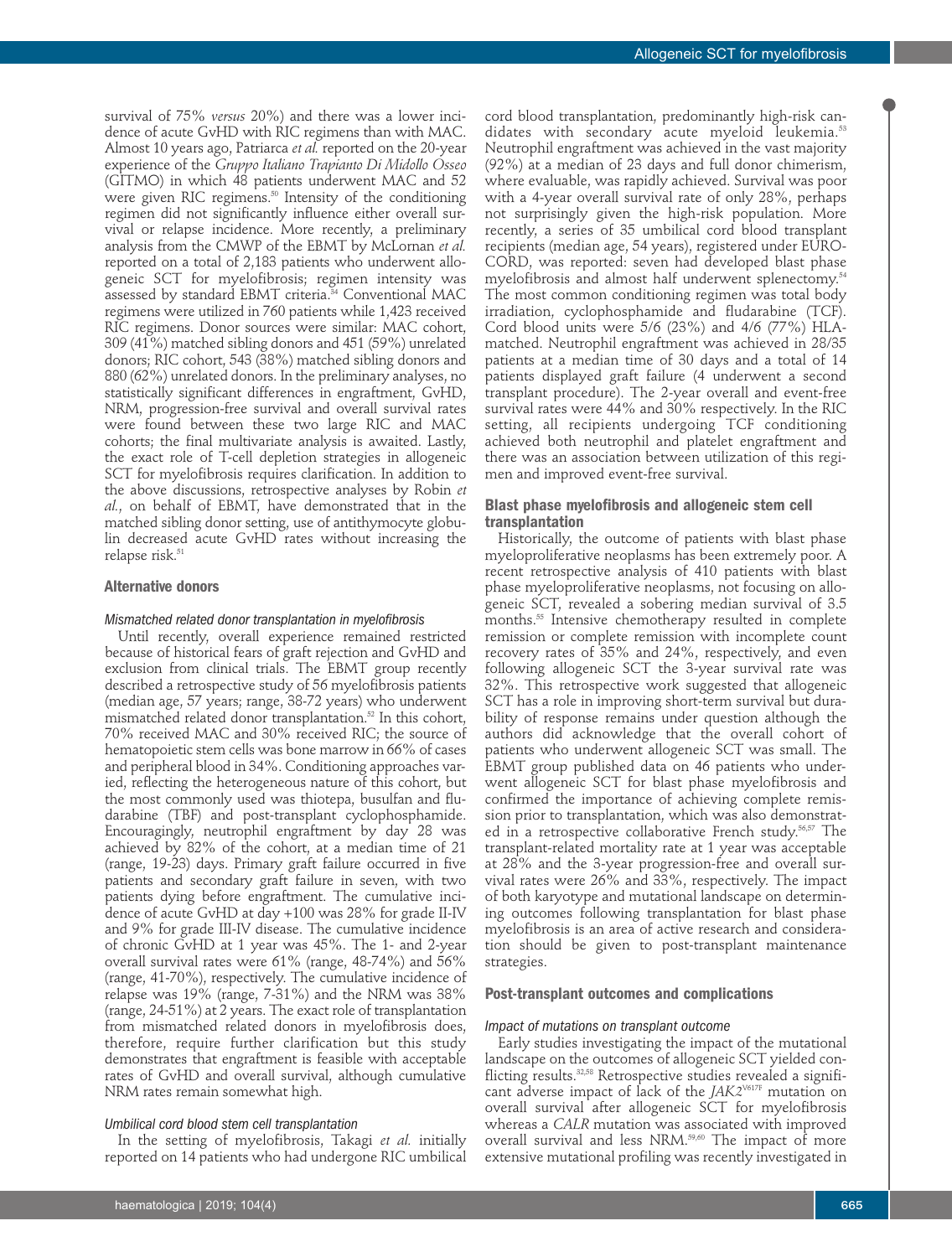survival of 75% *versus* 20%) and there was a lower incidence of acute GvHD with RIC regimens than with MAC. Almost 10 years ago, Patriarca *et al.* reported on the 20-year experience of the *Gruppo Italiano Trapianto Di Midollo Osseo* (GITMO) in which 48 patients underwent MAC and 52 were given RIC regimens.[50] Intensity of the conditioning regimen did not significantly influence either overall survival or relapse incidence. More recently, a preliminary analysis from the CMWP of the EBMT by McLornan *et al.* reported on a total of 2,183 patients who underwent allogeneic SCT for myelofibrosis; regimen intensity was assessed by standard EBMT criteria.[34] Conventional MAC regimens were utilized in 760 patients while 1,423 received RIC regimens. Donor sources were similar: MAC cohort, 309 (41%) matched sibling donors and 451 (59%) unrelated donors; RIC cohort, 543 (38%) matched sibling donors and 880 (62%) unrelated donors. In the preliminary analyses, no statistically significant differences in engraftment, GvHD, NRM, progression-free survival and overall survival rates were found between these two large RIC and MAC cohorts; the final multivariate analysis is awaited. Lastly, the exact role of T-cell depletion strategies in allogeneic SCT for myelofibrosis requires clarification. In addition to the above discussions, retrospective analyses by Robin *et al.*, on behalf of EBMT, have demonstrated that in the matched sibling donor setting, use of antithymocyte globulin decreased acute GvHD rates without increasing the relapse risk.[51]

## Alternative donors

### *Mismatched related donor transplantation in myelofibrosis*

Until recently, overall experience remained restricted because of historical fears of graft rejection and GvHD and exclusion from clinical trials. The EBMT group recently described a retrospective study of 56 myelofibrosis patients (median age, 57 years; range, 38-72 years) who underwent mismatched related donor transplantation.[52] In this cohort, 70% received MAC and 30% received RIC; the source of hematopoietic stem cells was bone marrow in 66% of cases and peripheral blood in 34%. Conditioning approaches varied, reflecting the heterogeneous nature of this cohort, but the most commonly used was thiotepa, busulfan and fludarabine (TBF) and post-transplant cyclophosphamide. Encouragingly, neutrophil engraftment by day 28 was achieved by 82% of the cohort, at a median time of 21 (range, 19-23) days. Primary graft failure occurred in five patients and secondary graft failure in seven, with two patients dying before engraftment. The cumulative incidence of acute GvHD at day +100 was 28% for grade II-IV and 9% for grade III-IV disease. The cumulative incidence of chronic GvHD at 1 year was 45%. The 1- and 2-year overall survival rates were 61% (range, 48-74%) and 56% (range, 41-70%), respectively. The cumulative incidence of relapse was 19% (range, 7-31%) and the NRM was 38% (range, 24-51%) at 2 years. The exact role of transplantation from mismatched related donors in myelofibrosis does, therefore, require further clarification but this study demonstrates that engraftment is feasible with acceptable rates of GvHD and overall survival, although cumulative NRM rates remain somewhat high.

### *Umbilical cord blood stem cell transplantation*

In the setting of myelofibrosis, Takagi *et al.* initially reported on 14 patients who had undergone RIC umbilical cord blood transplantation, predominantly high-risk candidates with secondary acute myeloid leukemia.[53] Neutrophil engraftment was achieved in the vast majority (92%) at a median of 23 days and full donor chimerism, where evaluable, was rapidly achieved. Survival was poor with a 4-year overall survival rate of only 28%, perhaps not surprisingly given the high-risk population. More recently, a series of 35 umbilical cord blood transplant recipients (median age, 54 years), registered under EUROCORD, was reported: seven had developed blast phase myelofibrosis and almost half underwent splenectomy.[54] The most common conditioning regimen was total body irradiation, cyclophosphamide and fludarabine (TCF). Cord blood units were 5/6 (23%) and 4/6 (77%) HLA-matched. Neutrophil engraftment was achieved in 28/35 patients at a median time of 30 days and a total of 14 patients displayed graft failure (4 underwent a second transplant procedure). The 2-year overall and event-free survival rates were 44% and 30% respectively. In the RIC setting, all recipients undergoing TCF conditioning achieved both neutrophil and platelet engraftment and there was an association between utilization of this regimen and improved event-free survival.

## Blast phase myelofibrosis and allogeneic stem cell transplantation

Historically, the outcome of patients with blast phase myeloproliferative neoplasms has been extremely poor. A recent retrospective analysis of 410 patients with blast phase myeloproliferative neoplasms, not focusing on allogeneic SCT, revealed a sobering median survival of 3.5 months.[55] Intensive chemotherapy resulted in complete remission or complete remission with incomplete count recovery rates of 35% and 24%, respectively, and even following allogeneic SCT the 3-year survival rate was 32%. This retrospective work suggested that allogeneic SCT has a role in improving short-term survival but durability of response remains under question although the authors did acknowledge that the overall cohort of patients who underwent allogeneic SCT was small. The EBMT group published data on 46 patients who underwent allogeneic SCT for blast phase myelofibrosis and confirmed the importance of achieving complete remission prior to transplantation, which was also demonstrated in a retrospective collaborative French study.[56,57] The transplant-related mortality rate at 1 year was acceptable at 28% and the 3-year progression-free and overall survival rates were 26% and 33%, respectively. The impact of both karyotype and mutational landscape on determining outcomes following transplantation for blast phase myelofibrosis is an area of active research and consideration should be given to post-transplant maintenance strategies.

## Post-transplant outcomes and complications

### *Impact of mutations on transplant outcome*

Early studies investigating the impact of the mutational landscape on the outcomes of allogeneic SCT yielded conflicting results.[32,58] Retrospective studies revealed a significant adverse impact of lack of the *JAK2*$^{V617F}$ mutation on overall survival after allogeneic SCT for myelofibrosis whereas a *CALR* mutation was associated with improved overall survival and less NRM.[59,60] The impact of more extensive mutational profiling was recently investigated in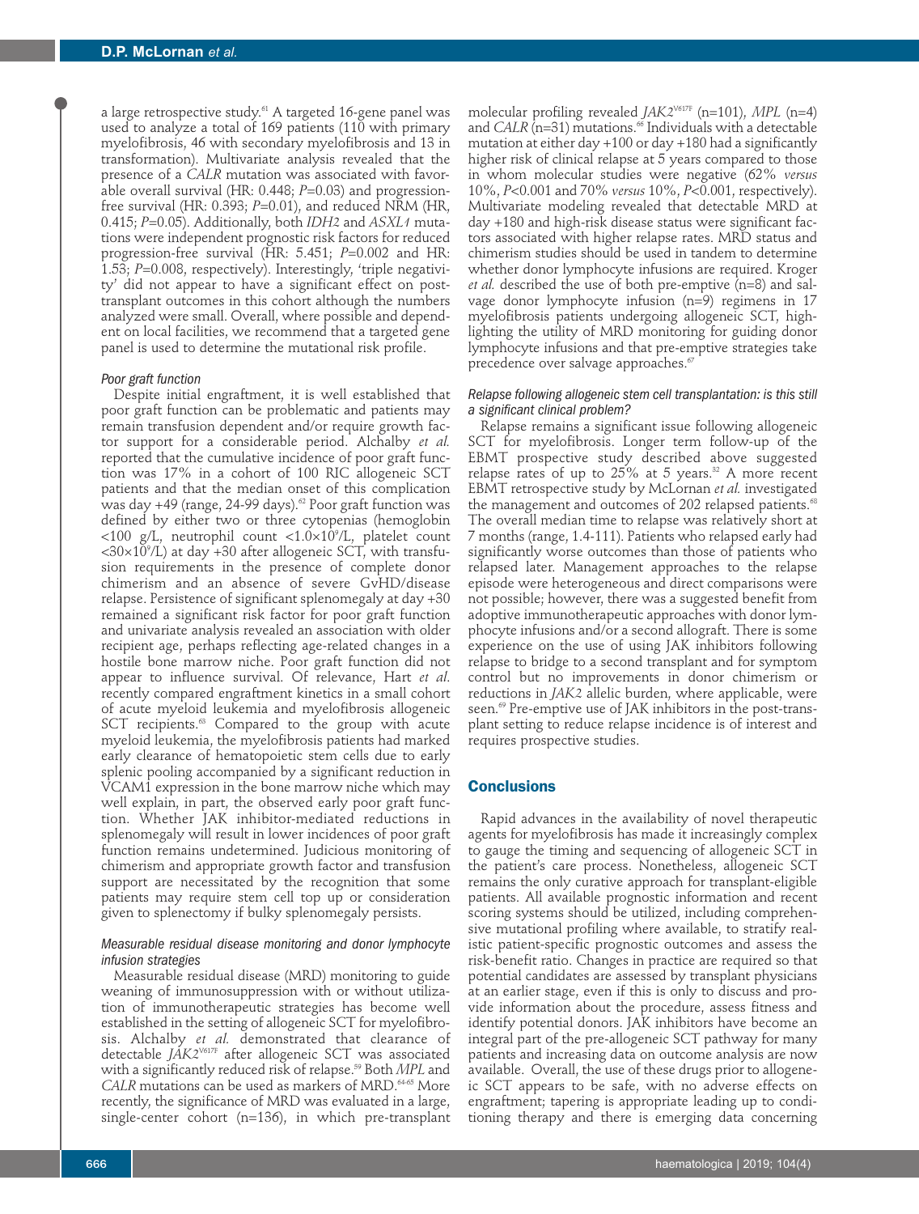a large retrospective study.[61] A targeted 16-gene panel was used to analyze a total of 169 patients (110 with primary myelofibrosis, 46 with secondary myelofibrosis and 13 in transformation). Multivariate analysis revealed that the presence of a *CALR* mutation was associated with favorable overall survival (HR: 0.448; *P*=0.03) and progression-free survival (HR: 0.393; *P*=0.01), and reduced NRM (HR, 0.415; *P*=0.05). Additionally, both *IDH2* and *ASXL1* mutations were independent prognostic risk factors for reduced progression-free survival (HR: 5.451; *P*=0.002 and HR: 1.53; *P*=0.008, respectively). Interestingly, 'triple negativity' did not appear to have a significant effect on post-transplant outcomes in this cohort although the numbers analyzed were small. Overall, where possible and dependent on local facilities, we recommend that a targeted gene panel is used to determine the mutational risk profile.

#### *Poor graft function*

Despite initial engraftment, it is well established that poor graft function can be problematic and patients may remain transfusion dependent and/or require growth factor support for a considerable period. Alchalby *et al.* reported that the cumulative incidence of poor graft function was 17% in a cohort of 100 RIC allogeneic SCT patients and that the median onset of this complication was day +49 (range, 24-99 days).[62] Poor graft function was defined by either two or three cytopenias (hemoglobin <100 g/L, neutrophil count $<1.0\times10^9$/L, platelet count $<30\times10^9$/L) at day +30 after allogeneic SCT, with transfusion requirements in the presence of complete donor chimerism and an absence of severe GvHD/disease relapse. Persistence of significant splenomegaly at day +30 remained a significant risk factor for poor graft function and univariate analysis revealed an association with older recipient age, perhaps reflecting age-related changes in a hostile bone marrow niche. Poor graft function did not appear to influence survival. Of relevance, Hart *et al.* recently compared engraftment kinetics in a small cohort of acute myeloid leukemia and myelofibrosis allogeneic SCT recipients.[63] Compared to the group with acute myeloid leukemia, the myelofibrosis patients had marked early clearance of hematopoietic stem cells due to early splenic pooling accompanied by a significant reduction in VCAM1 expression in the bone marrow niche which may well explain, in part, the observed early poor graft function. Whether JAK inhibitor-mediated reductions in splenomegaly will result in lower incidences of poor graft function remains undetermined. Judicious monitoring of chimerism and appropriate growth factor and transfusion support are necessitated by the recognition that some patients may require stem cell top up or consideration given to splenectomy if bulky splenomegaly persists.

#### *Measurable residual disease monitoring and donor lymphocyte infusion strategies*

Measurable residual disease (MRD) monitoring to guide weaning of immunosuppression with or without utilization of immunotherapeutic strategies has become well established in the setting of allogeneic SCT for myelofibrosis. Alchalby *et al.* demonstrated that clearance of detectable *JAK2*$^{V617F}$ after allogeneic SCT was associated with a significantly reduced risk of relapse.[59] Both *MPL* and *CALR* mutations can be used as markers of MRD.[64-65] More recently, the significance of MRD was evaluated in a large, single-center cohort (n=136), in which pre-transplant molecular profiling revealed *JAK2*$^{V617F}$ (n=101), *MPL* (n=4) and *CALR* (n=31) mutations.[66] Individuals with a detectable mutation at either day +100 or day +180 had a significantly higher risk of clinical relapse at 5 years compared to those in whom molecular studies were negative (62% *versus* 10%, *P*<0.001 and 70% *versus* 10%, *P*<0.001, respectively). Multivariate modeling revealed that detectable MRD at day +180 and high-risk disease status were significant factors associated with higher relapse rates. MRD status and chimerism studies should be used in tandem to determine whether donor lymphocyte infusions are required. Kroger *et al.* described the use of both pre-emptive (n=8) and salvage donor lymphocyte infusion (n=9) regimens in 17 myelofibrosis patients undergoing allogeneic SCT, highlighting the utility of MRD monitoring for guiding donor lymphocyte infusions and that pre-emptive strategies take precedence over salvage approaches.[67]

#### *Relapse following allogeneic stem cell transplantation: is this still a significant clinical problem?*

Relapse remains a significant issue following allogeneic SCT for myelofibrosis. Longer term follow-up of the EBMT prospective study described above suggested relapse rates of up to 25% at 5 years.[32] A more recent EBMT retrospective study by McLornan *et al.* investigated the management and outcomes of 202 relapsed patients.[68] The overall median time to relapse was relatively short at 7 months (range, 1.4-111). Patients who relapsed early had significantly worse outcomes than those of patients who relapsed later. Management approaches to the relapse episode were heterogeneous and direct comparisons were not possible; however, there was a suggested benefit from adoptive immunotherapeutic approaches with donor lymphocyte infusions and/or a second allograft. There is some experience on the use of using JAK inhibitors following relapse to bridge to a second transplant and for symptom control but no improvements in donor chimerism or reductions in *JAK2* allelic burden, where applicable, were seen.[69] Pre-emptive use of JAK inhibitors in the post-transplant setting to reduce relapse incidence is of interest and requires prospective studies.

## Conclusions

Rapid advances in the availability of novel therapeutic agents for myelofibrosis has made it increasingly complex to gauge the timing and sequencing of allogeneic SCT in the patient's care process. Nonetheless, allogeneic SCT remains the only curative approach for transplant-eligible patients. All available prognostic information and recent scoring systems should be utilized, including comprehensive mutational profiling where available, to stratify realistic patient-specific prognostic outcomes and assess the risk-benefit ratio. Changes in practice are required so that potential candidates are assessed by transplant physicians at an earlier stage, even if this is only to discuss and provide information about the procedure, assess fitness and identify potential donors. JAK inhibitors have become an integral part of the pre-allogeneic SCT pathway for many patients and increasing data on outcome analysis are now available. Overall, the use of these drugs prior to allogeneic SCT appears to be safe, with no adverse effects on engraftment; tapering is appropriate leading up to conditioning therapy and there is emerging data concerning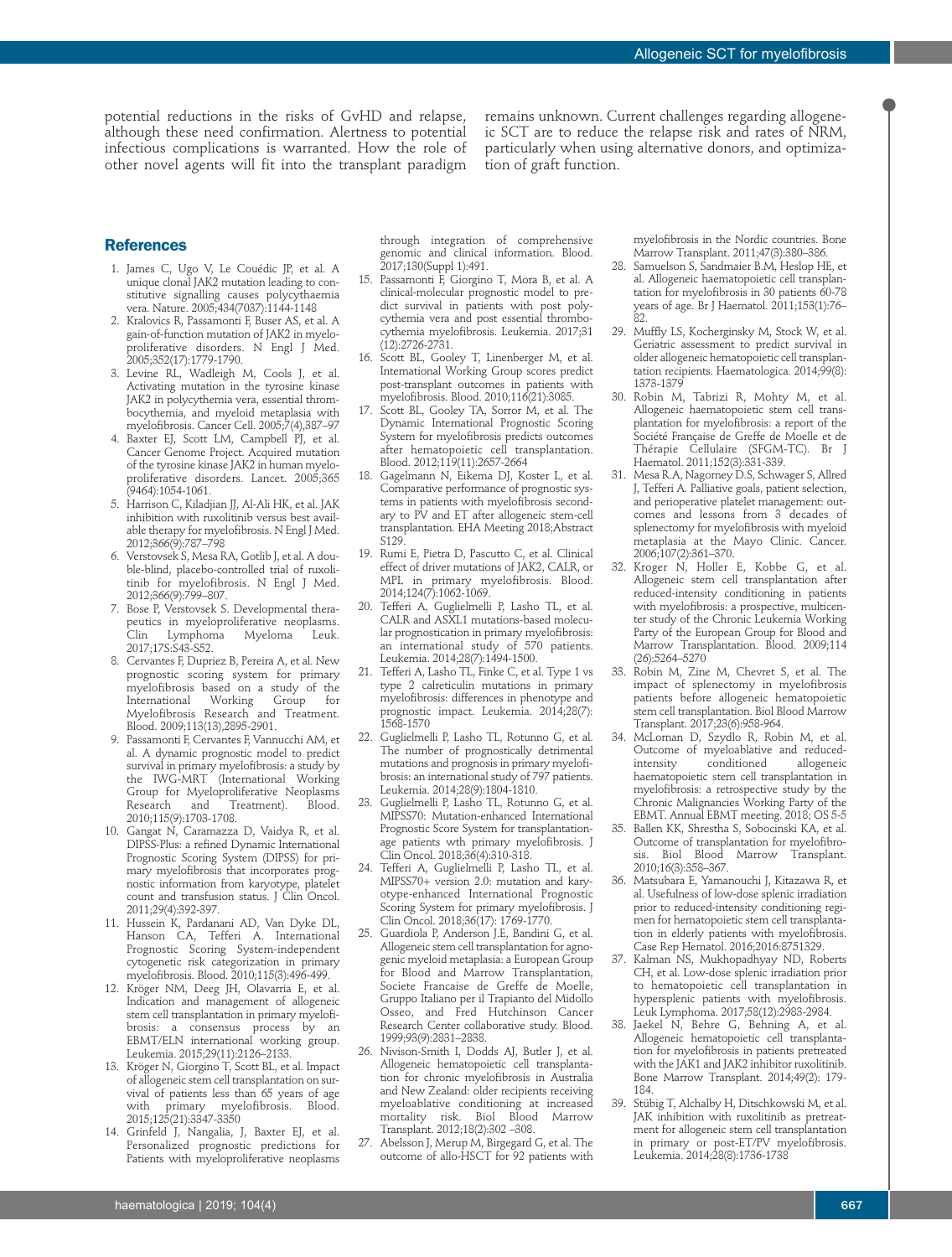potential reductions in the risks of GvHD and relapse, although these need confirmation. Alertness to potential infectious complications is warranted. How the role of other novel agents will fit into the transplant paradigm remains unknown. Current challenges regarding allogeneic SCT are to reduce the relapse risk and rates of NRM, particularly when using alternative donors, and optimization of graft function.

## References

1. James C, Ugo V, Le Couédic JP, et al. A unique clonal JAK2 mutation leading to constitutive signalling causes polycythaemia vera. Nature. 2005;434(7037):1144-1148
2. Kralovics R, Passamonti F, Buser AS, et al. A gain-of-function mutation of JAK2 in myeloproliferative disorders. N Engl J Med. 2005;352(17):1779-1790.
3. Levine RL, Wadleigh M, Cools J, et al. Activating mutation in the tyrosine kinase JAK2 in polycythemia vera, essential thrombocythemia, and myeloid metaplasia with myelofibrosis. Cancer Cell. 2005;7(4),387–97
4. Baxter EJ, Scott LM, Campbell PJ, et al. Cancer Genome Project. Acquired mutation of the tyrosine kinase JAK2 in human myeloproliferative disorders. Lancet. 2005;365 (9464):1054-1061.
5. Harrison C, Kiladjian JJ, Al-Ali HK, et al. JAK inhibition with ruxolitinib versus best available therapy for myelofibrosis. N Engl J Med. 2012;366(9):787–798
6. Verstovsek S, Mesa RA, Gotlib J, et al. A double-blind, placebo-controlled trial of ruxolitinib for myelofibrosis. N Engl J Med. 2012;366(9):799–807.
7. Bose P, Verstovsek S. Developmental therapeutics in myeloproliferative neoplasms. Clin Lymphoma Myeloma Leuk. 2017;17S:S43-S52.
8. Cervantes F, Dupriez B, Pereira A, et al. New prognostic scoring system for primary myelofibrosis based on a study of the International Working Group for Myelofibrosis Research and Treatment. Blood. 2009;113(13),2895-2901.
9. Passamonti F, Cervantes F, Vannucchi AM, et al. A dynamic prognostic model to predict survival in primary myelofibrosis: a study by the IWG-MRT (International Working Group for Myeloproliferative Neoplasms Research and Treatment). Blood. 2010;115(9):1703-1708.
10. Gangat N, Caramazza D, Vaidya R, et al. DIPSS-Plus: a refined Dynamic International Prognostic Scoring System (DIPSS) for primary myelofibrosis that incorporates prognostic information from karyotype, platelet count and transfusion status. J Clin Oncol. 2011;29(4):392-397.
11. Hussein K, Pardanani AD, Van Dyke DL, Hanson CA, Tefferi A. International Prognostic Scoring System-independent cytogenetic risk categorization in primary myelofibrosis. Blood. 2010;115(3):496-499.
12. Kröger NM, Deeg JH, Olavarria E, et al. Indication and management of allogeneic stem cell transplantation in primary myelofibrosis: a consensus process by an EBMT/ELN international working group. Leukemia. 2015;29(11):2126–2133.
13. Kröger N, Giorgino T, Scott BL, et al. Impact of allogeneic stem cell transplantation on survival of patients less than 65 years of age with primary myelofibrosis. Blood. 2015;125(21):3347-3350
14. Grinfeld J, Nangalia, J, Baxter EJ, et al. Personalized prognostic predictions for Patients with myeloproliferative neoplasms through integration of comprehensive genomic and clinical information. Blood. 2017;130(Suppl 1):491.
15. Passamonti F, Giorgino T, Mora B, et al. A clinical-molecular prognostic model to predict survival in patients with post polycythemia vera and post essential thrombocythemia myelofibrosis. Leukemia. 2017;31 (12):2726-2731.
16. Scott BL, Gooley T, Linenberger M, et al. International Working Group scores predict post-transplant outcomes in patients with myelofibrosis. Blood. 2010;116(21):3085.
17. Scott BL, Gooley TA, Sorror M, et al. The Dynamic International Prognostic Scoring System for myelofibrosis predicts outcomes after hematopoietic cell transplantation. Blood. 2012;119(11):2657-2664
18. Gagelmann N, Eikema DJ, Koster L, et al. Comparative performance of prognostic systems in patients with myelofibrosis secondary to PV and ET after allogeneic stem-cell transplantation. EHA Meeting 2018;Abstract S129.
19. Rumi E, Pietra D, Pascutto C, et al. Clinical effect of driver mutations of JAK2, CALR, or MPL in primary myelofibrosis. Blood. 2014;124(7):1062-1069.
20. Tefferi A, Guglielmelli P, Lasho TL, et al. CALR and ASXL1 mutations-based molecular prognostication in primary myelofibrosis: an international study of 570 patients. Leukemia. 2014;28(7):1494-1500.
21. Tefferi A, Lasho TL, Finke C, et al. Type 1 vs type 2 calreticulin mutations in primary myelofibrosis: differences in phenotype and prognostic impact. Leukemia. 2014;28(7): 1568-1570
22. Guglielmelli P, Lasho TL, Rotunno G, et al. The number of prognostically detrimental mutations and prognosis in primary myelofibrosis: an international study of 797 patients. Leukemia. 2014;28(9):1804-1810.
23. Guglielmelli P, Lasho TL, Rotunno G, et al. MIPSS70: Mutation-enhanced International Prognostic Score System for transplantation-age patients wth primary myelofibrosis. J Clin Oncol. 2018;36(4):310-318.
24. Tefferi A, Guglielmelli P, Lasho TL, et al. MIPSS70+ version 2.0: mutation and karyotype-enhanced International Prognostic Scoring System for primary myelofibrosis. J Clin Oncol. 2018;36(17): 1769-1770.
25. Guardiola P, Anderson J.E, Bandini G, et al. Allogeneic stem cell transplantation for agnogenic myeloid metaplasia: a European Group for Blood and Marrow Transplantation, Societe Francaise de Greffe de Moelle, Gruppo Italiano per il Trapianto del Midollo Osseo, and Fred Hutchinson Cancer Research Center collaborative study. Blood. 1999;93(9):2831–2838.
26. Nivison-Smith I, Dodds AJ, Butler J, et al. Allogeneic hematopoietic cell transplantation for chronic myelofibrosis in Australia and New Zealand: older recipients receiving myeloablative conditioning at increased mortality risk. Biol Blood Marrow Transplant. 2012;18(2):302 –308.
27. Abelsson J, Merup M, Birgegard G, et al. The outcome of allo-HSCT for 92 patients with myelofibrosis in the Nordic countries. Bone Marrow Transplant. 2011;47(3):380–386.
28. Samuelson S, Sandmaier B.M, Heslop HE, et al. Allogeneic haematopoietic cell transplantation for myelofibrosis in 30 patients 60-78 years of age. Br J Haematol. 2011;153(1):76–82.
29. Muffly LS, Kocherginsky M, Stock W, et al. Geriatric assessment to predict survival in older allogeneic hematopoietic cell transplantation recipients. Haematologica. 2014;99(8): 1373-1379
30. Robin M, Tabrizi R, Mohty M, et al. Allogeneic haematopoietic stem cell transplantation for myelofibrosis: a report of the Société Française de Greffe de Moelle et de Thérapie Cellulaire (SFGM-TC). Br J Haematol. 2011;152(3):331-339.
31. Mesa R.A, Nagorney D.S, Schwager S, Allred J, Tefferi A. Palliative goals, patient selection, and perioperative platelet management: outcomes and lessons from 3 decades of splenectomy for myelofibrosis with myeloid metaplasia at the Mayo Clinic. Cancer. 2006;107(2):361–370.
32. Kroger N, Holler E, Kobbe G, et al. Allogeneic stem cell transplantation after reduced-intensity conditioning in patients with myelofibrosis: a prospective, multicenter study of the Chronic Leukemia Working Party of the European Group for Blood and Marrow Transplantation. Blood. 2009;114 (26):5264–5270
33. Robin M, Zine M, Chevret S, et al. The impact of splenectomy in myelofibrosis patients before allogeneic hematopoietic stem cell transplantation. Biol Blood Marrow Transplant. 2017;23(6):958-964.
34. McLornan D, Szydlo R, Robin M, et al. Outcome of myeloablative and reduced-intensity conditioned allogeneic haematopoietic stem cell transplantation in myelofibrosis: a retrospective study by the Chronic Malignancies Working Party of the EBMT. Annual EBMT meeting. 2018; OS 5-5
35. Ballen KK, Shrestha S, Sobocinski KA, et al. Outcome of transplantation for myelofibrosis. Biol Blood Marrow Transplant. 2010;16(3):358–367.
36. Matsubara E, Yamanouchi J, Kitazawa R, et al. Usefulness of low-dose splenic irradiation prior to reduced-intensity conditioning regimen for hematopoietic stem cell transplantation in elderly patients with myelofibrosis. Case Rep Hematol. 2016;2016:8751329.
37. Kalman NS, Mukhopadhyay ND, Roberts CH, et al. Low-dose splenic irradiation prior to hematopoietic cell transplantation in hypersplenic patients with myelofibrosis. Leuk Lymphoma. 2017;58(12):2983-2984.
38. Jaekel N, Behre G, Behning A, et al. Allogeneic hematopoietic cell transplantation for myelofibrosis in patients pretreated with the JAK1 and JAK2 inhibitor ruxolitinib. Bone Marrow Transplant. 2014;49(2): 179-184.
39. Stübig T, Alchalby H, Ditschkowski M, et al. JAK inhibition with ruxolitinib as pretreatment for allogeneic stem cell transplantation in primary or post-ET/PV myelofibrosis. Leukemia. 2014;28(8):1736-1738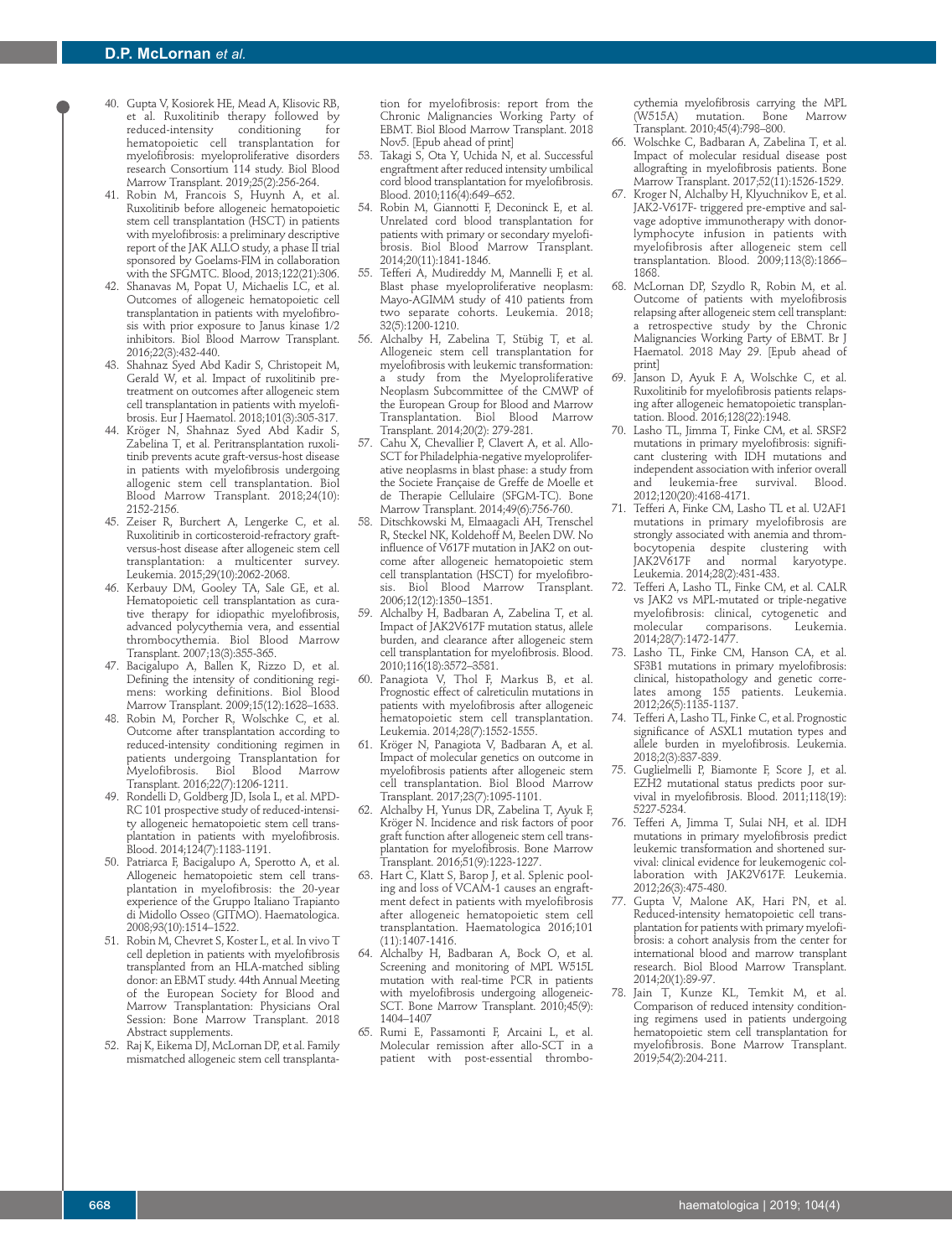40. Gupta V, Kosiorek HE, Mead A, Klisovic RB, et al. Ruxolitinib therapy followed by reduced-intensity conditioning for hematopoietic cell transplantation for myelofibrosis: myeloproliferative disorders research Consortium 114 study. Biol Blood Marrow Transplant. 2019;25(2):256-264.
41. Robin M, Francois S, Huynh A, et al. Ruxolitinib before allogeneic hematopoietic stem cell transplantation (HSCT) in patients with myelofibrosis: a preliminary descriptive report of the JAK ALLO study, a phase II trial sponsored by Goelams-FIM in collaboration with the SFGMTC. Blood, 2013;122(21):306.
42. Shanavas M, Popat U, Michaelis LC, et al. Outcomes of allogeneic hematopoietic cell transplantation in patients with myelofibrosis with prior exposure to Janus kinase 1/2 inhibitors. Biol Blood Marrow Transplant. 2016;22(3):432-440.
43. Shahnaz Syed Abd Kadir S, Christopeit M, Gerald W, et al. Impact of ruxolitinib pretreatment on outcomes after allogeneic stem cell transplantation in patients with myelofibrosis. Eur J Haematol. 2018;101(3):305-317.
44. Kröger N, Shahnaz Syed Abd Kadir S, Zabelina T, et al. Peritransplantation ruxolitinib prevents acute graft-versus-host disease in patients with myelofibrosis undergoing allogenic stem cell transplantation. Biol Blood Marrow Transplant. 2018;24(10): 2152-2156.
45. Zeiser R, Burchert A, Lengerke C, et al. Ruxolitinib in corticosteroid-refractory graft-versus-host disease after allogeneic stem cell transplantation: a multicenter survey. Leukemia. 2015;29(10):2062-2068.
46. Kerbauy DM, Gooley TA, Sale GE, et al. Hematopoietic cell transplantation as curative therapy for idiopathic myelofibrosis, advanced polycythemia vera, and essential thrombocythemia. Biol Blood Marrow Transplant. 2007;13(3):355-365.
47. Bacigalupo A, Ballen K, Rizzo D, et al. Defining the intensity of conditioning regimens: working definitions. Biol Blood Marrow Transplant. 2009;15(12):1628–1633.
48. Robin M, Porcher R, Wolschke C, et al. Outcome after transplantation according to reduced-intensity conditioning regimen in patients undergoing Transplantation for Myelofibrosis. Biol Blood Marrow Transplant. 2016;22(7):1206-1211.
49. Rondelli D, Goldberg JD, Isola L, et al. MPD-RC 101 prospective study of reduced-intensity allogeneic hematopoietic stem cell transplantation in patients with myelofibrosis. Blood. 2014;124(7):1183-1191.
50. Patriarca F, Bacigalupo A, Sperotto A, et al. Allogeneic hematopoietic stem cell transplantation in myelofibrosis: the 20-year experience of the Gruppo Italiano Trapianto di Midollo Osseo (GITMO). Haematologica. 2008;93(10):1514–1522.
51. Robin M, Chevret S, Koster L, et al. In vivo T cell depletion in patients with myelofibrosis transplanted from an HLA-matched sibling donor: an EBMT study. 44th Annual Meeting of the European Society for Blood and Marrow Transplantation: Physicians Oral Session: Bone Marrow Transplant. 2018 Abstract supplements.
52. Raj K, Eikema DJ, McLornan DP, et al. Family mismatched allogeneic stem cell transplantation for myelofibrosis: report from the Chronic Malignancies Working Party of EBMT. Biol Blood Marrow Transplant. 2018 Nov5. [Epub ahead of print]
53. Takagi S, Ota Y, Uchida N, et al. Successful engraftment after reduced intensity umbilical cord blood transplantation for myelofibrosis. Blood. 2010;116(4):649–652.
54. Robin M, Giannotti F, Deconinck E, et al. Unrelated cord blood transplantation for patients with primary or secondary myelofibrosis. Biol Blood Marrow Transplant. 2014;20(11):1841-1846.
55. Tefferi A, Mudireddy M, Mannelli F, et al. Blast phase myeloproliferative neoplasm: Mayo-AGIMM study of 410 patients from two separate cohorts. Leukemia. 2018; 32(5):1200-1210.
56. Alchalby H, Zabelina T, Stübig T, et al. Allogeneic stem cell transplantation for myelofibrosis with leukemic transformation: a study from the Myeloproliferative Neoplasm Subcommittee of the CMWP of the European Group for Blood and Marrow Transplantation. Biol Blood Marrow Transplant. 2014;20(2): 279-281.
57. Cahu X, Chevallier P, Clavert A, et al. Allo-SCT for Philadelphia-negative myeloproliferative neoplasms in blast phase: a study from the Societe Française de Greffe de Moelle et de Therapie Cellulaire (SFGM-TC). Bone Marrow Transplant. 2014;49(6):756-760.
58. Ditschkowski M, Elmaagacli AH, Trenschel R, Steckel NK, Koldehoff M, Beelen DW. No influence of V617F mutation in JAK2 on outcome after allogeneic hematopoietic stem cell transplantation (HSCT) for myelofibrosis. Biol Blood Marrow Transplant. 2006;12(12):1350–1351.
59. Alchalby H, Badbaran A, Zabelina T, et al. Impact of JAK2V617F mutation status, allele burden, and clearance after allogeneic stem cell transplantation for myelofibrosis. Blood. 2010;116(18):3572–3581.
60. Panagiota V, Thol F, Markus B, et al. Prognostic effect of calreticulin mutations in patients with myelofibrosis after allogeneic hematopoietic stem cell transplantation. Leukemia. 2014;28(7):1552-1555.
61. Kröger N, Panagiota V, Badbaran A, et al. Impact of molecular genetics on outcome in myelofibrosis patients after allogeneic stem cell transplantation. Biol Blood Marrow Transplant. 2017;23(7):1095-1101.
62. Alchalby H, Yunus DR, Zabelina T, Ayuk F, Kröger N. Incidence and risk factors of poor graft function after allogeneic stem cell transplantation for myelofibrosis. Bone Marrow Transplant. 2016;51(9):1223-1227.
63. Hart C, Klatt S, Barop J, et al. Splenic pooling and loss of VCAM-1 causes an engraftment defect in patients with myelofibrosis after allogeneic hematopoietic stem cell transplantation. Haematologica 2016;101 (11):1407-1416.
64. Alchalby H, Badbaran A, Bock O, et al. Screening and monitoring of MPL W515L mutation with real-time PCR in patients with myelofibrosis undergoing allogeneic-SCT. Bone Marrow Transplant. 2010;45(9): 1404–1407
65. Rumi E, Passamonti F, Arcaini L, et al. Molecular remission after allo-SCT in a patient with post-essential thrombocythemia myelofibrosis carrying the MPL (W515A) mutation. Bone Marrow Transplant. 2010;45(4):798–800.
66. Wolschke C, Badbaran A, Zabelina T, et al. Impact of molecular residual disease post allografting in myelofibrosis patients. Bone Marrow Transplant. 2017;52(11):1526-1529.
67. Kroger N, Alchalby H, Klyuchnikov E, et al. JAK2-V617F- triggered pre-emptive and salvage adoptive immunotherapy with donor-lymphocyte infusion in patients with myelofibrosis after allogeneic stem cell transplantation. Blood. 2009;113(8):1866–1868.
68. McLornan DP, Szydlo R, Robin M, et al. Outcome of patients with myelofibrosis relapsing after allogeneic stem cell transplant: a retrospective study by the Chronic Malignancies Working Party of EBMT. Br J Haematol. 2018 May 29. [Epub ahead of print]
69. Janson D, Ayuk F. A, Wolschke C, et al. Ruxolitinib for myelofibrosis patients relapsing after allogeneic hematopoietic stem cell transplantation. Blood. 2016;128(22):1948.
70. Lasho TL, Jimma T, Finke CM, et al. SRSF2 mutations in primary myelofibrosis: significant clustering with IDH mutations and independent association with inferior overall and leukemia-free survival. Blood. 2012;120(20):4168-4171.
71. Tefferi A, Finke CM, Lasho TL et al. U2AF1 mutations in primary myelofibrosis are strongly associated with anemia and thrombocytopenia despite clustering with JAK2V617F and normal karyotype. Leukemia. 2014;28(2):431-433.
72. Tefferi A, Lasho TL, Finke CM, et al. CALR vs JAK2 vs MPL-mutated or triple-negative myelofibrosis: clinical, cytogenetic and molecular comparisons. Leukemia. 2014;28(7):1472-1477.
73. Lasho TL, Finke CM, Hanson CA, et al. SF3B1 mutations in primary myelofibrosis: clinical, histopathology and genetic correlates among 155 patients. Leukemia. 2012;26(5):1135-1137.
74. Tefferi A, Lasho TL, Finke C, et al. Prognostic significance of ASXL1 mutation types and allele burden in myelofibrosis. Leukemia. 2018;2(3):837-839.
75. Guglielmelli P, Biamonte F, Score J, et al. EZH2 mutational status predicts poor survival in myelofibrosis. Blood. 2011;118(19): 5227-5234.
76. Tefferi A, Jimma T, Sulai NH, et al. IDH mutations in primary myelofibrosis predict leukemic transformation and shortened survival: clinical evidence for leukemogenic collaboration with JAK2V617F. Leukemia. 2012;26(3):475-480.
77. Gupta V, Malone AK, Hari PN, et al. Reduced-intensity hematopoietic cell transplantation for patients with primary myelofibrosis: a cohort analysis from the center for international blood and marrow transplant research. Biol Blood Marrow Transplant. 2014;20(1):89-97.
78. Jain T, Kunze KL, Temkit M, et al. Comparison of reduced intensity conditioning regimens used in patients undergoing hematopoietic stem cell transplantation for myelofibrosis. Bone Marrow Transplant. 2019;54(2):204-211.